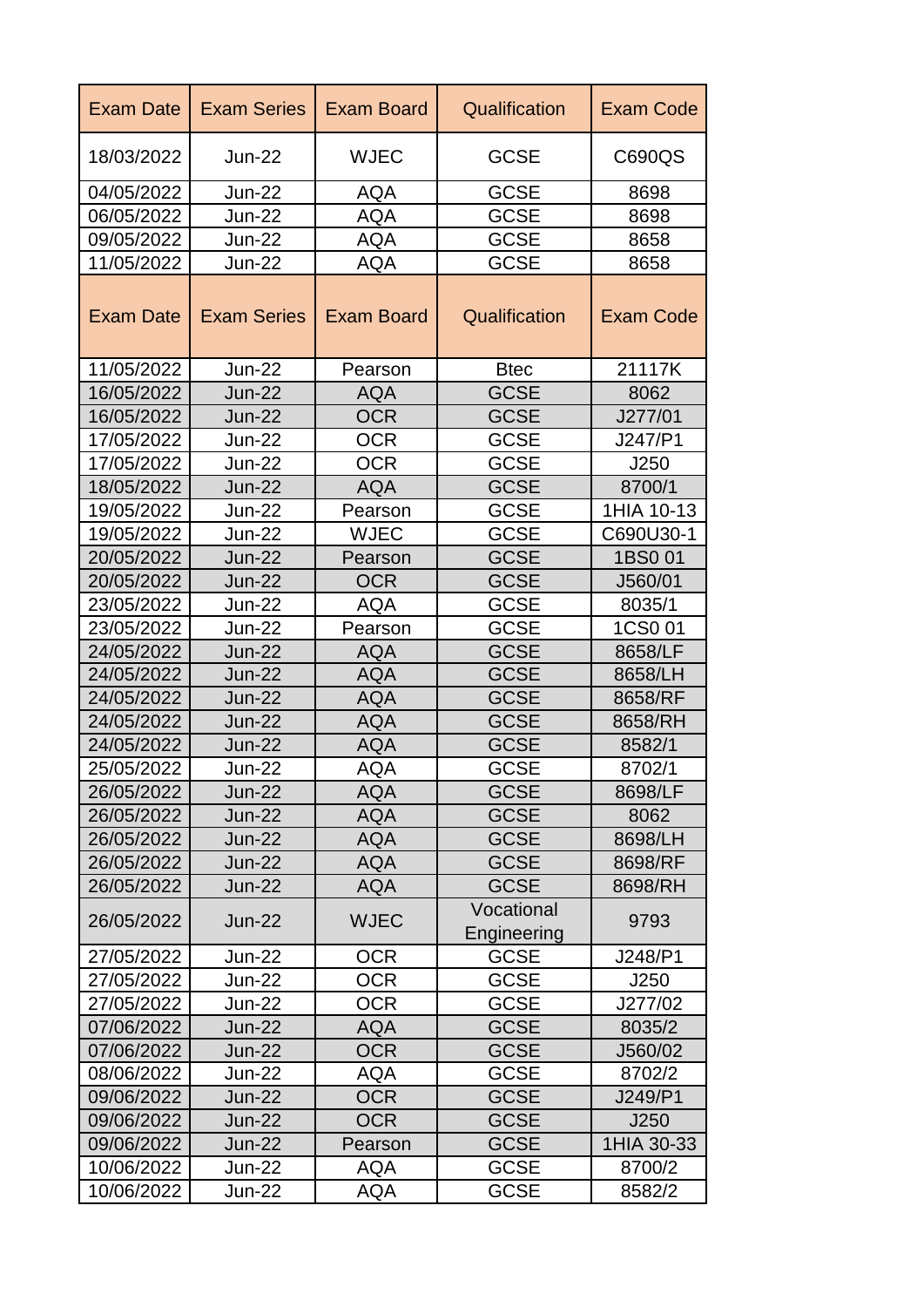| Exam Date | Exam Series | Exam Board | Qualification | Exam Code |
|---|---|---|---|---|
| 18/03/2022 | Jun-22 | WJEC | GCSE | C690QS |
| 04/05/2022 | Jun-22 | AQA | GCSE | 8698 |
| 06/05/2022 | Jun-22 | AQA | GCSE | 8698 |
| 09/05/2022 | Jun-22 | AQA | GCSE | 8658 |
| 11/05/2022 | Jun-22 | AQA | GCSE | 8658 |
| Exam Date | Exam Series | Exam Board | Qualification | Exam Code |
| 11/05/2022 | Jun-22 | Pearson | Btec | 21117K |
| 16/05/2022 | Jun-22 | AQA | GCSE | 8062 |
| 16/05/2022 | Jun-22 | OCR | GCSE | J277/01 |
| 17/05/2022 | Jun-22 | OCR | GCSE | J247/P1 |
| 17/05/2022 | Jun-22 | OCR | GCSE | J250 |
| 18/05/2022 | Jun-22 | AQA | GCSE | 8700/1 |
| 19/05/2022 | Jun-22 | Pearson | GCSE | 1HIA 10-13 |
| 19/05/2022 | Jun-22 | WJEC | GCSE | C690U30-1 |
| 20/05/2022 | Jun-22 | Pearson | GCSE | 1BS0 01 |
| 20/05/2022 | Jun-22 | OCR | GCSE | J560/01 |
| 23/05/2022 | Jun-22 | AQA | GCSE | 8035/1 |
| 23/05/2022 | Jun-22 | Pearson | GCSE | 1CS0 01 |
| 24/05/2022 | Jun-22 | AQA | GCSE | 8658/LF |
| 24/05/2022 | Jun-22 | AQA | GCSE | 8658/LH |
| 24/05/2022 | Jun-22 | AQA | GCSE | 8658/RF |
| 24/05/2022 | Jun-22 | AQA | GCSE | 8658/RH |
| 24/05/2022 | Jun-22 | AQA | GCSE | 8582/1 |
| 25/05/2022 | Jun-22 | AQA | GCSE | 8702/1 |
| 26/05/2022 | Jun-22 | AQA | GCSE | 8698/LF |
| 26/05/2022 | Jun-22 | AQA | GCSE | 8062 |
| 26/05/2022 | Jun-22 | AQA | GCSE | 8698/LH |
| 26/05/2022 | Jun-22 | AQA | GCSE | 8698/RF |
| 26/05/2022 | Jun-22 | AQA | GCSE | 8698/RH |
| 26/05/2022 | Jun-22 | WJEC | Vocational Engineering | 9793 |
| 27/05/2022 | Jun-22 | OCR | GCSE | J248/P1 |
| 27/05/2022 | Jun-22 | OCR | GCSE | J250 |
| 27/05/2022 | Jun-22 | OCR | GCSE | J277/02 |
| 07/06/2022 | Jun-22 | AQA | GCSE | 8035/2 |
| 07/06/2022 | Jun-22 | OCR | GCSE | J560/02 |
| 08/06/2022 | Jun-22 | AQA | GCSE | 8702/2 |
| 09/06/2022 | Jun-22 | OCR | GCSE | J249/P1 |
| 09/06/2022 | Jun-22 | OCR | GCSE | J250 |
| 09/06/2022 | Jun-22 | Pearson | GCSE | 1HIA 30-33 |
| 10/06/2022 | Jun-22 | AQA | GCSE | 8700/2 |
| 10/06/2022 | Jun-22 | AQA | GCSE | 8582/2 |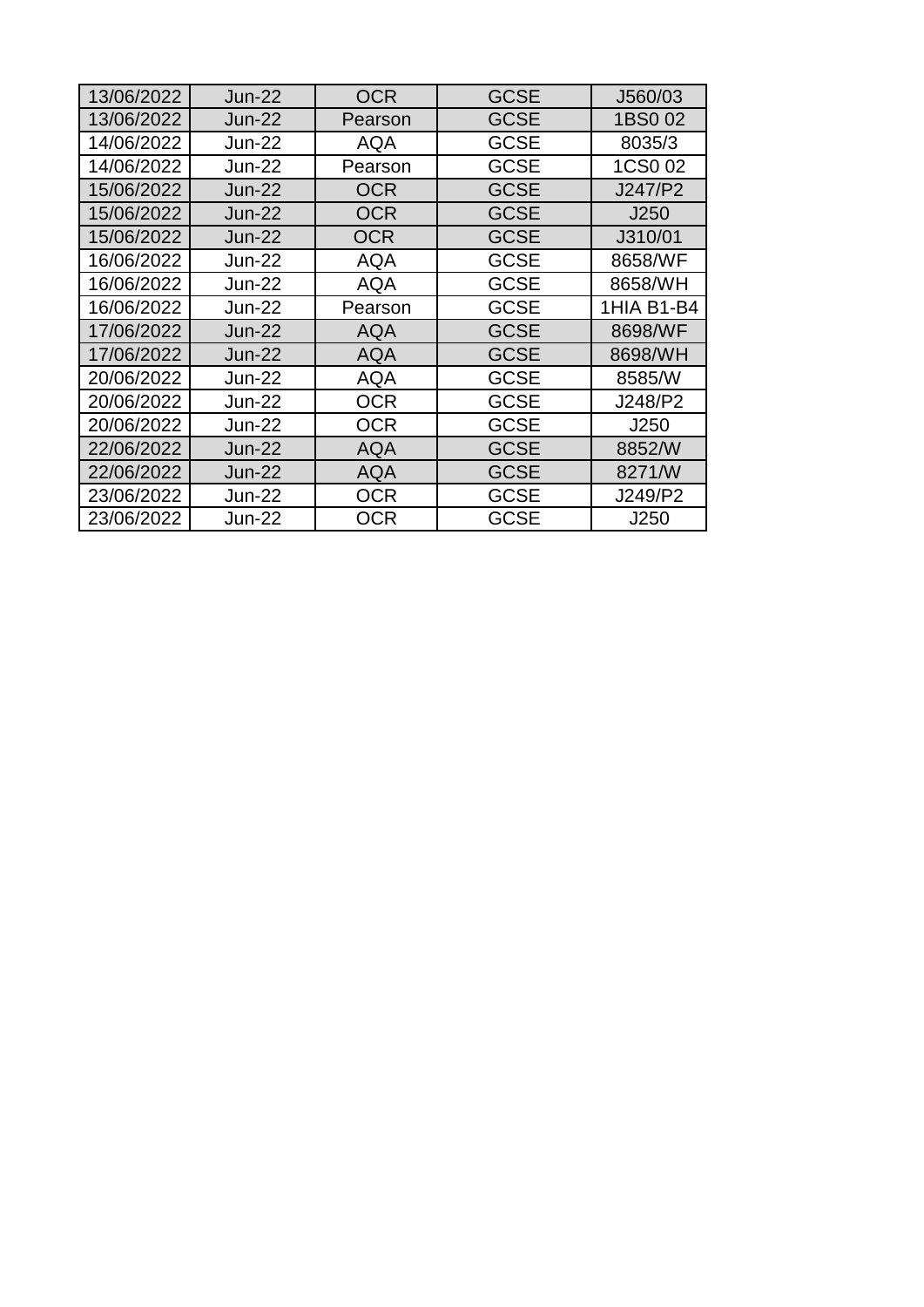| | | | | |
|---|---|---|---|---|
| 13/06/2022 | Jun-22 | OCR | GCSE | J560/03 |
| 13/06/2022 | Jun-22 | Pearson | GCSE | 1BS0 02 |
| 14/06/2022 | Jun-22 | AQA | GCSE | 8035/3 |
| 14/06/2022 | Jun-22 | Pearson | GCSE | 1CS0 02 |
| 15/06/2022 | Jun-22 | OCR | GCSE | J247/P2 |
| 15/06/2022 | Jun-22 | OCR | GCSE | J250 |
| 15/06/2022 | Jun-22 | OCR | GCSE | J310/01 |
| 16/06/2022 | Jun-22 | AQA | GCSE | 8658/WF |
| 16/06/2022 | Jun-22 | AQA | GCSE | 8658/WH |
| 16/06/2022 | Jun-22 | Pearson | GCSE | 1HIA B1-B4 |
| 17/06/2022 | Jun-22 | AQA | GCSE | 8698/WF |
| 17/06/2022 | Jun-22 | AQA | GCSE | 8698/WH |
| 20/06/2022 | Jun-22 | AQA | GCSE | 8585/W |
| 20/06/2022 | Jun-22 | OCR | GCSE | J248/P2 |
| 20/06/2022 | Jun-22 | OCR | GCSE | J250 |
| 22/06/2022 | Jun-22 | AQA | GCSE | 8852/W |
| 22/06/2022 | Jun-22 | AQA | GCSE | 8271/W |
| 23/06/2022 | Jun-22 | OCR | GCSE | J249/P2 |
| 23/06/2022 | Jun-22 | OCR | GCSE | J250 |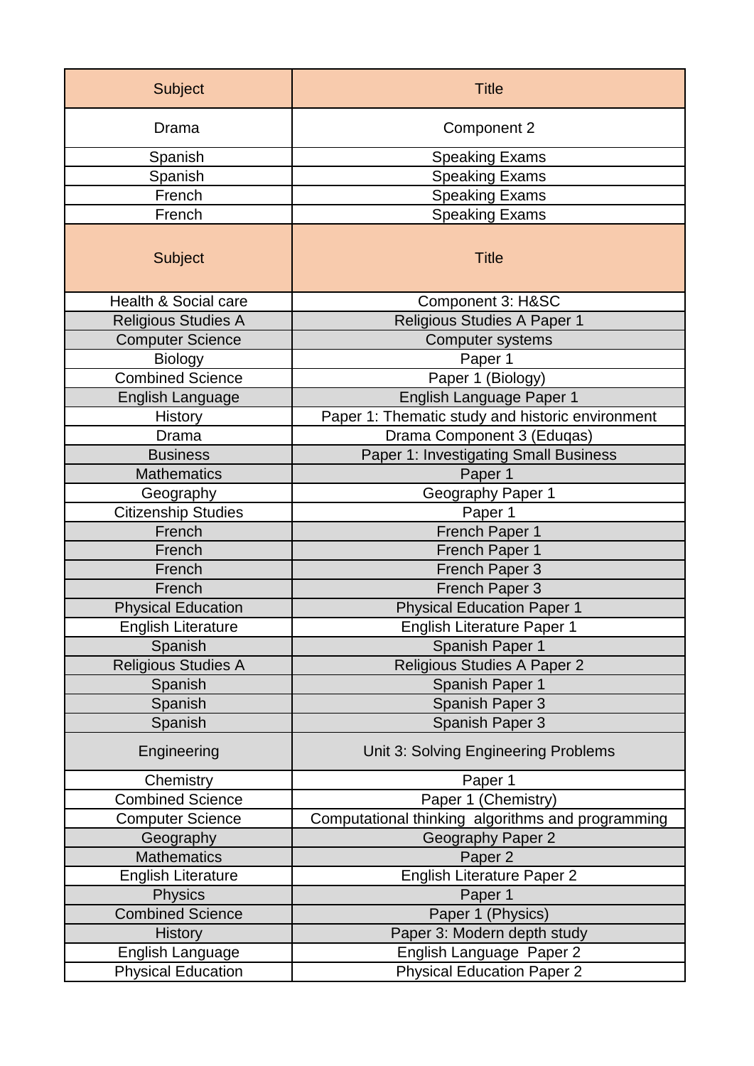| Subject | Title |
|---|---|
| Drama | Component 2 |
| Spanish | Speaking Exams |
| Spanish | Speaking Exams |
| French | Speaking Exams |
| French | Speaking Exams |
| Subject | Title |
| Health & Social care | Component 3: H&SC |
| Religious Studies A | Religious Studies A Paper 1 |
| Computer Science | Computer systems |
| Biology | Paper 1 |
| Combined Science | Paper 1 (Biology) |
| English Language | English Language Paper 1 |
| History | Paper 1: Thematic study and historic environment |
| Drama | Drama Component 3 (Eduqas) |
| Business | Paper 1: Investigating Small Business |
| Mathematics | Paper 1 |
| Geography | Geography Paper 1 |
| Citizenship Studies | Paper 1 |
| French | French Paper 1 |
| French | French Paper 1 |
| French | French Paper 3 |
| French | French Paper 3 |
| Physical Education | Physical Education Paper 1 |
| English Literature | English Literature Paper 1 |
| Spanish | Spanish Paper 1 |
| Religious Studies A | Religious Studies A Paper 2 |
| Spanish | Spanish Paper 1 |
| Spanish | Spanish Paper 3 |
| Spanish | Spanish Paper 3 |
| Engineering | Unit 3: Solving Engineering Problems |
| Chemistry | Paper 1 |
| Combined Science | Paper 1 (Chemistry) |
| Computer Science | Computational thinking algorithms and programming |
| Geography | Geography Paper 2 |
| Mathematics | Paper 2 |
| English Literature | English Literature Paper 2 |
| Physics | Paper 1 |
| Combined Science | Paper 1 (Physics) |
| History | Paper 3: Modern depth study |
| English Language | English Language Paper 2 |
| Physical Education | Physical Education Paper 2 |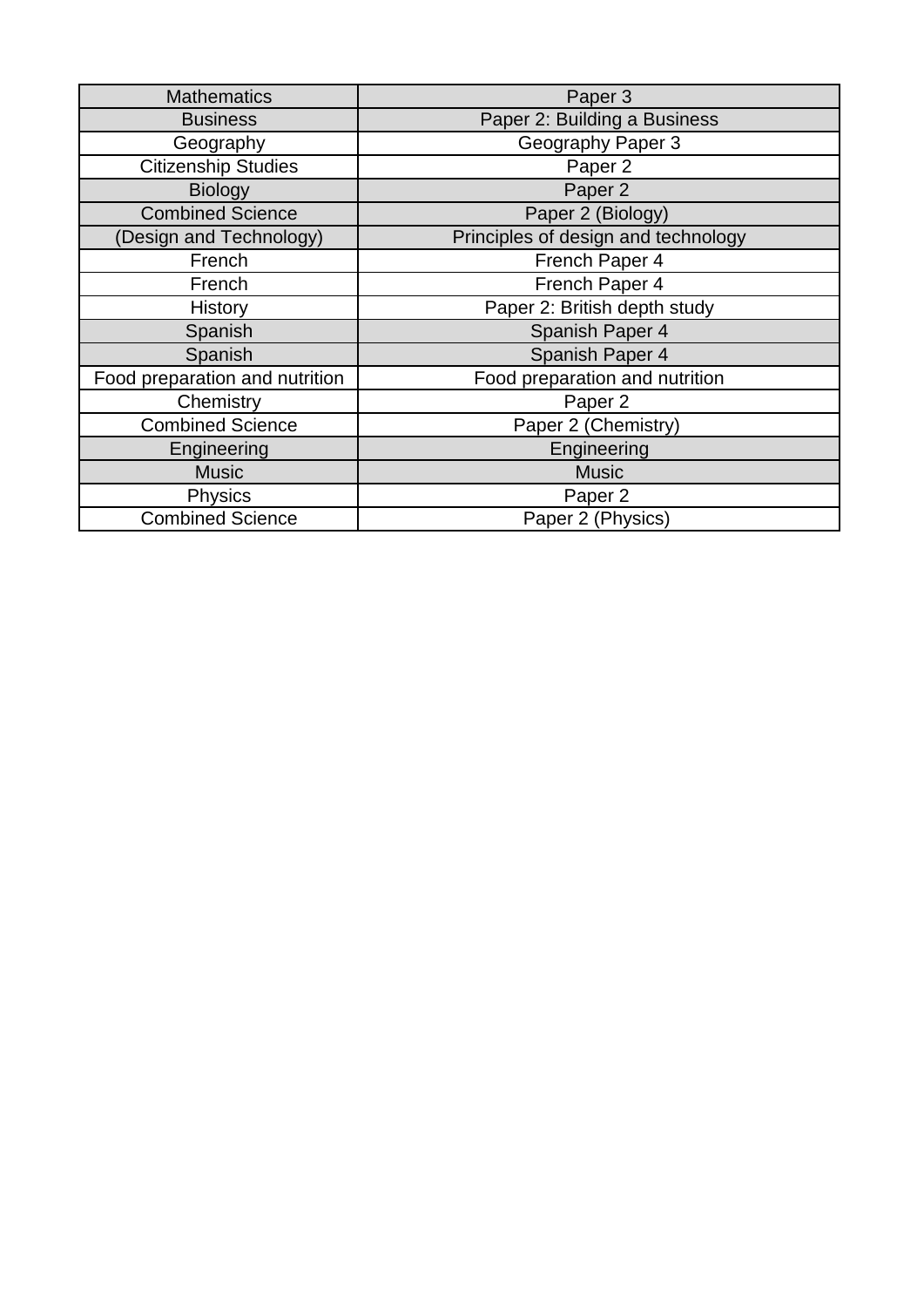| Mathematics | Paper 3 |
|---|---|
| Business | Paper 2: Building a Business |
| Geography | Geography Paper 3 |
| Citizenship Studies | Paper 2 |
| Biology | Paper 2 |
| Combined Science | Paper 2 (Biology) |
| (Design and Technology) | Principles of design and technology |
| French | French Paper 4 |
| French | French Paper 4 |
| History | Paper 2: British depth study |
| Spanish | Spanish Paper 4 |
| Spanish | Spanish Paper 4 |
| Food preparation and nutrition | Food preparation and nutrition |
| Chemistry | Paper 2 |
| Combined Science | Paper 2 (Chemistry) |
| Engineering | Engineering |
| Music | Music |
| Physics | Paper 2 |
| Combined Science | Paper 2 (Physics) |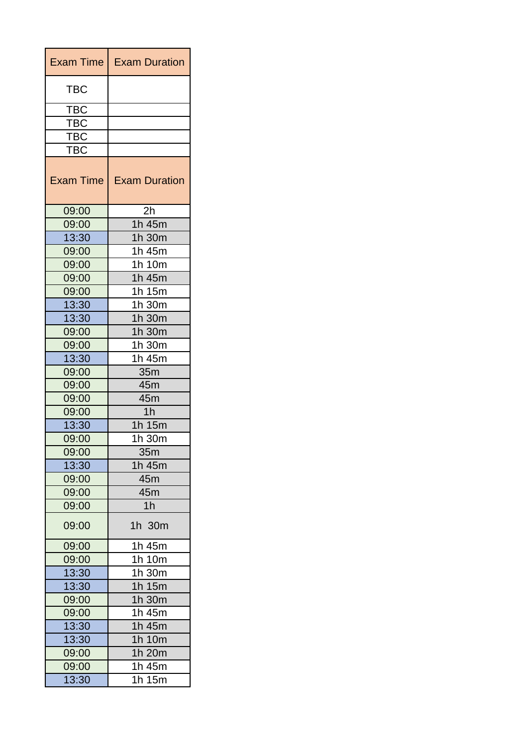| Exam Time | Exam Duration |
|---|---|
| TBC | |
| TBC | |
| TBC | |
| TBC | |
| TBC | |
| Exam Time | Exam Duration |
| 09:00 | 2h |
| 09:00 | 1h 45m |
| 13:30 | 1h 30m |
| 09:00 | 1h 45m |
| 09:00 | 1h 10m |
| 09:00 | 1h 45m |
| 09:00 | 1h 15m |
| 13:30 | 1h 30m |
| 13:30 | 1h 30m |
| 09:00 | 1h 30m |
| 09:00 | 1h 30m |
| 13:30 | 1h 45m |
| 09:00 | 35m |
| 09:00 | 45m |
| 09:00 | 45m |
| 09:00 | 1h |
| 13:30 | 1h 15m |
| 09:00 | 1h 30m |
| 09:00 | 35m |
| 13:30 | 1h 45m |
| 09:00 | 45m |
| 09:00 | 45m |
| 09:00 | 1h |
| 09:00 | 1h 30m |
| 09:00 | 1h 45m |
| 09:00 | 1h 10m |
| 13:30 | 1h 30m |
| 13:30 | 1h 15m |
| 09:00 | 1h 30m |
| 09:00 | 1h 45m |
| 13:30 | 1h 45m |
| 13:30 | 1h 10m |
| 09:00 | 1h 20m |
| 09:00 | 1h 45m |
| 13:30 | 1h 15m |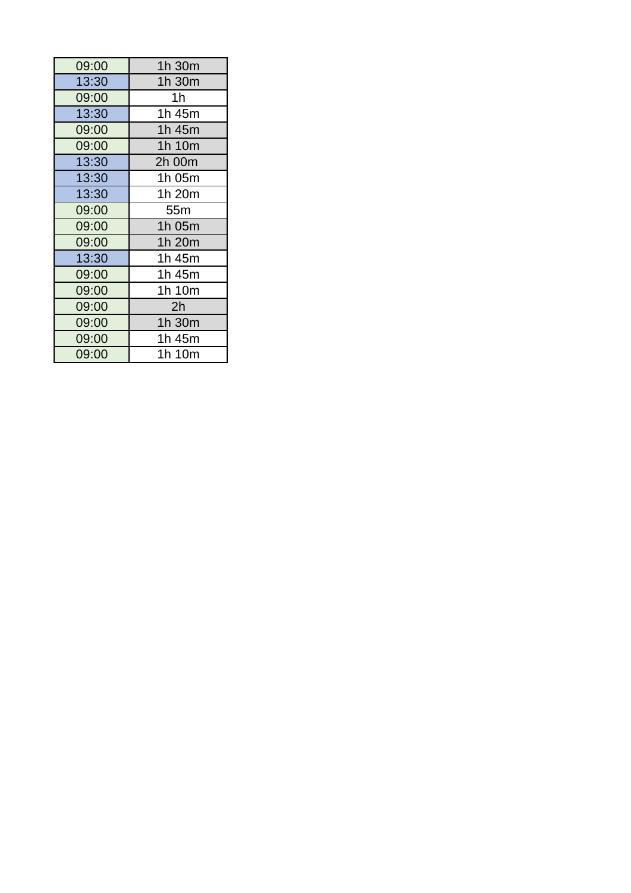| | |
|---|---|
| 09:00 | 1h 30m |
| 13:30 | 1h 30m |
| 09:00 | 1h |
| 13:30 | 1h 45m |
| 09:00 | 1h 45m |
| 09:00 | 1h 10m |
| 13:30 | 2h 00m |
| 13:30 | 1h 05m |
| 13:30 | 1h 20m |
| 09:00 | 55m |
| 09:00 | 1h 05m |
| 09:00 | 1h 20m |
| 13:30 | 1h 45m |
| 09:00 | 1h 45m |
| 09:00 | 1h 10m |
| 09:00 | 2h |
| 09:00 | 1h 30m |
| 09:00 | 1h 45m |
| 09:00 | 1h 10m |